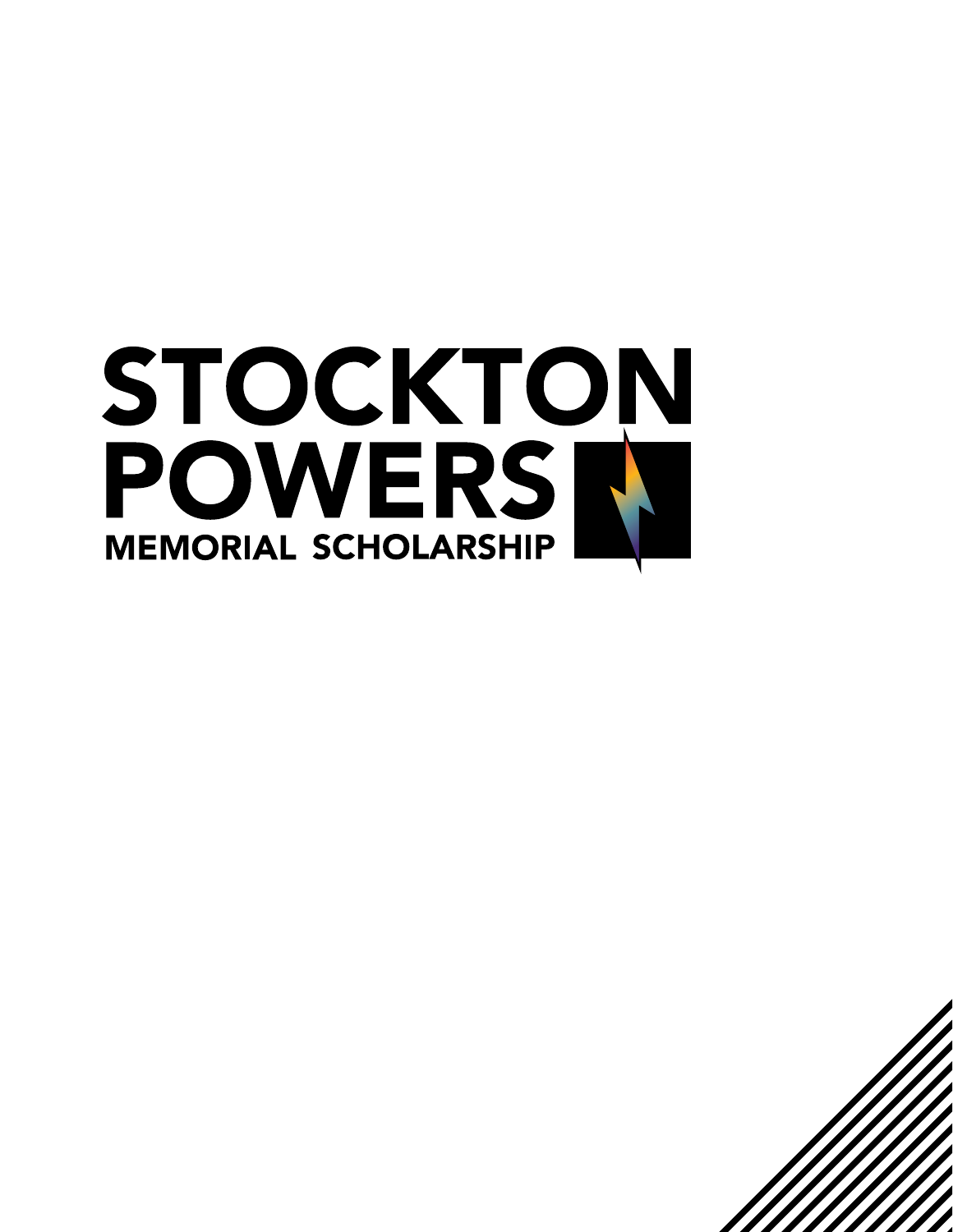# STOCKTON POWERS

## MEMORIAL SCHOLARSHIP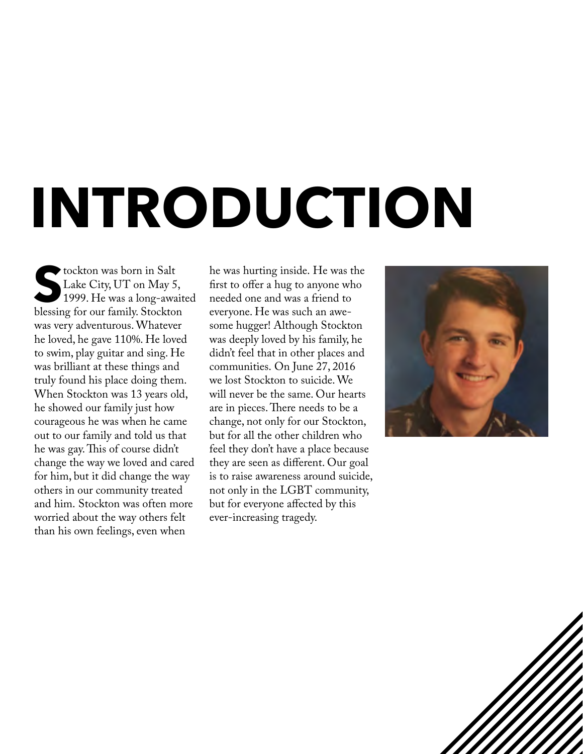# INTRODUCTION

Stockton was born in Salt Lake City, UT on May 5, 1999. He was a long-awaited blessing for our family. Stockton was very adventurous. Whatever he loved, he gave 110%. He loved to swim, play guitar and sing. He was brilliant at these things and truly found his place doing them. When Stockton was 13 years old, he showed our family just how courageous he was when he came out to our family and told us that he was gay. This of course didn't change the way we loved and cared for him, but it did change the way others in our community treated and him. Stockton was often more worried about the way others felt than his own feelings, even when he was hurting inside. He was the first to offer a hug to anyone who needed one and was a friend to everyone. He was such an awesome hugger! Although Stockton was deeply loved by his family, he didn't feel that in other places and communities. On June 27, 2016 we lost Stockton to suicide. We will never be the same. Our hearts are in pieces. There needs to be a change, not only for our Stockton, but for all the other children who feel they don't have a place because they are seen as different. Our goal is to raise awareness around suicide, not only in the LGBT community, but for everyone affected by this ever-increasing tragedy.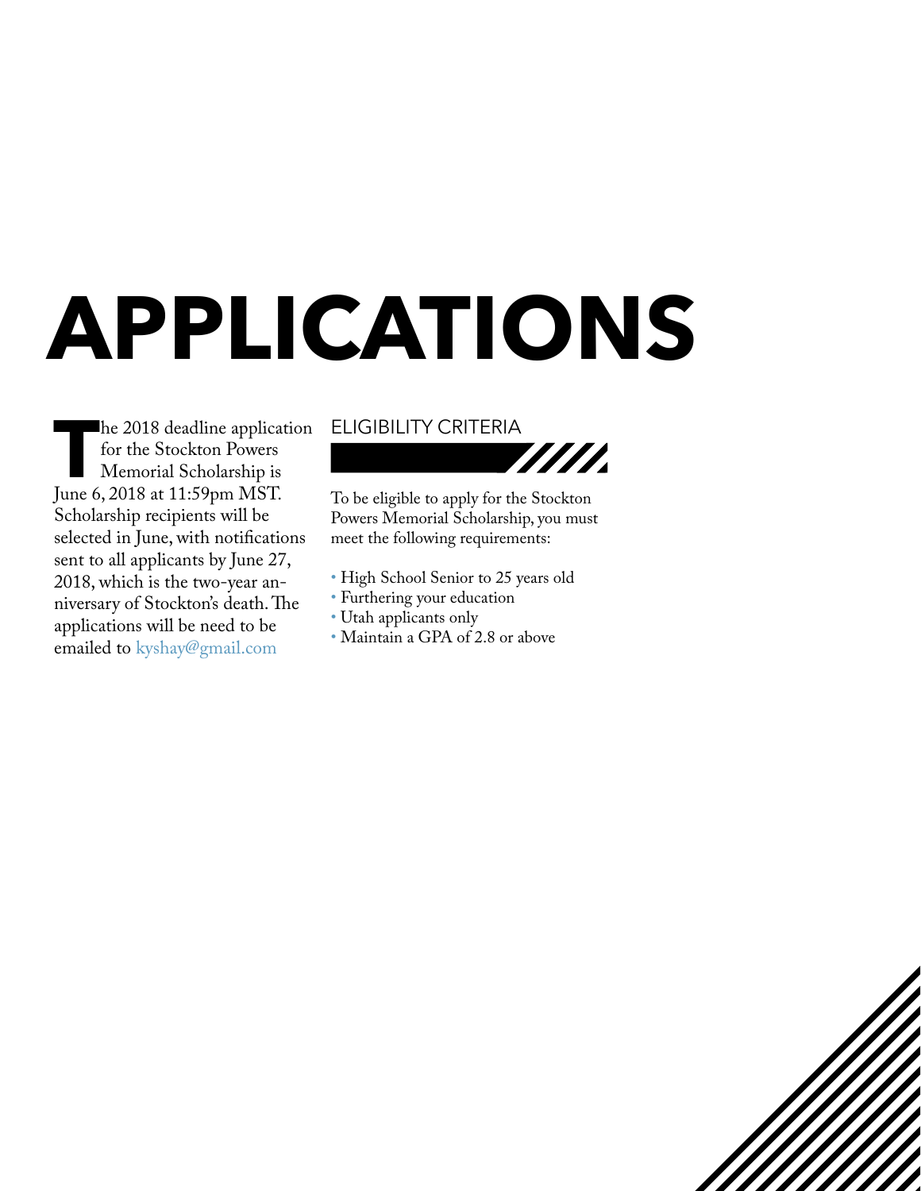# APPLICATIONS

The 2018 deadline application for the Stockton Powers Memorial Scholarship is June 6, 2018 at 11:59pm MST. Scholarship recipients will be selected in June, with notifications sent to all applicants by June 27, 2018, which is the two-year anniversary of Stockton's death. The applications will be need to be emailed to kyshay@gmail.com

## ELIGIBILITY CRITERIA

To be eligible to apply for the Stockton Powers Memorial Scholarship, you must meet the following requirements:

- High School Senior to 25 years old
- Furthering your education
- Utah applicants only
- Maintain a GPA of 2.8 or above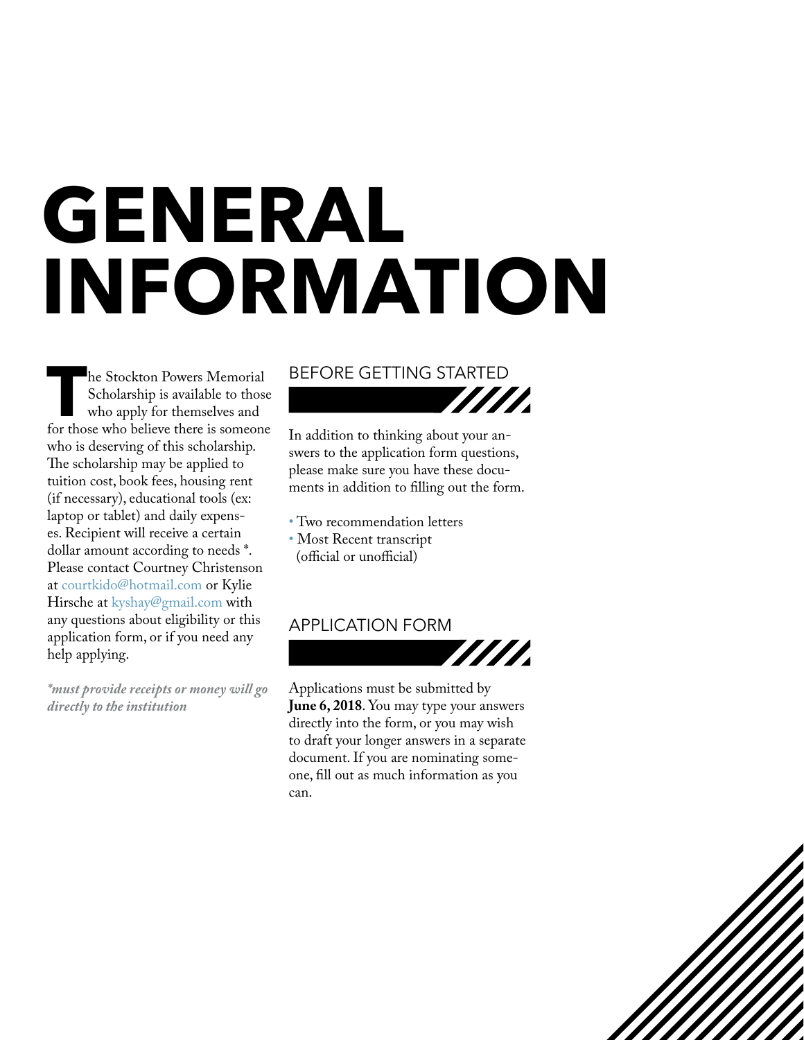# GENERAL INFORMATION

The Stockton Powers Memorial Scholarship is available to those who apply for themselves and for those who believe there is someone who is deserving of this scholarship. The scholarship may be applied to tuition cost, book fees, housing rent (if necessary), educational tools (ex: laptop or tablet) and daily expenses. Recipient will receive a certain dollar amount according to needs *. Please contact Courtney Christenson at courtkido@hotmail.com or Kylie Hirsche at kyshay@gmail.com with any questions about eligibility or this application form, or if you need any help applying.

*\*must provide receipts or money will go directly to the institution*

## BEFORE GETTING STARTED

In addition to thinking about your answers to the application form questions, please make sure you have these documents in addition to filling out the form.

- Two recommendation letters
- Most Recent transcript (official or unofficial)

## APPLICATION FORM

Applications must be submitted by **June 6, 2018**. You may type your answers directly into the form, or you may wish to draft your longer answers in a separate document. If you are nominating someone, fill out as much information as you can.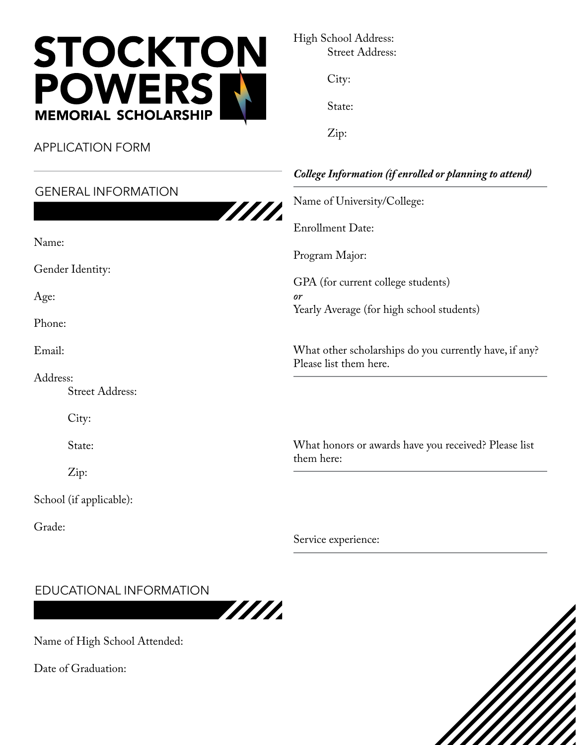# STOCKTON POWERS MEMORIAL SCHOLARSHIP

APPLICATION FORM

## GENERAL INFORMATION

Name:

Gender Identity:

Age:

Phone:

Email:

Address:
- Street Address:
- City:
- State:
- Zip:

School (if applicable):

Grade:

## EDUCATIONAL INFORMATION

Name of High School Attended:

Date of Graduation:

High School Address:
- Street Address:
- City:
- State:
- Zip:

***College Information (if enrolled or planning to attend)***

Name of University/College:

Enrollment Date:

Program Major:

GPA (for current college students)
*or*
Yearly Average (for high school students)

What other scholarships do you currently have, if any? Please list them here.

What honors or awards have you received? Please list them here:

Service experience: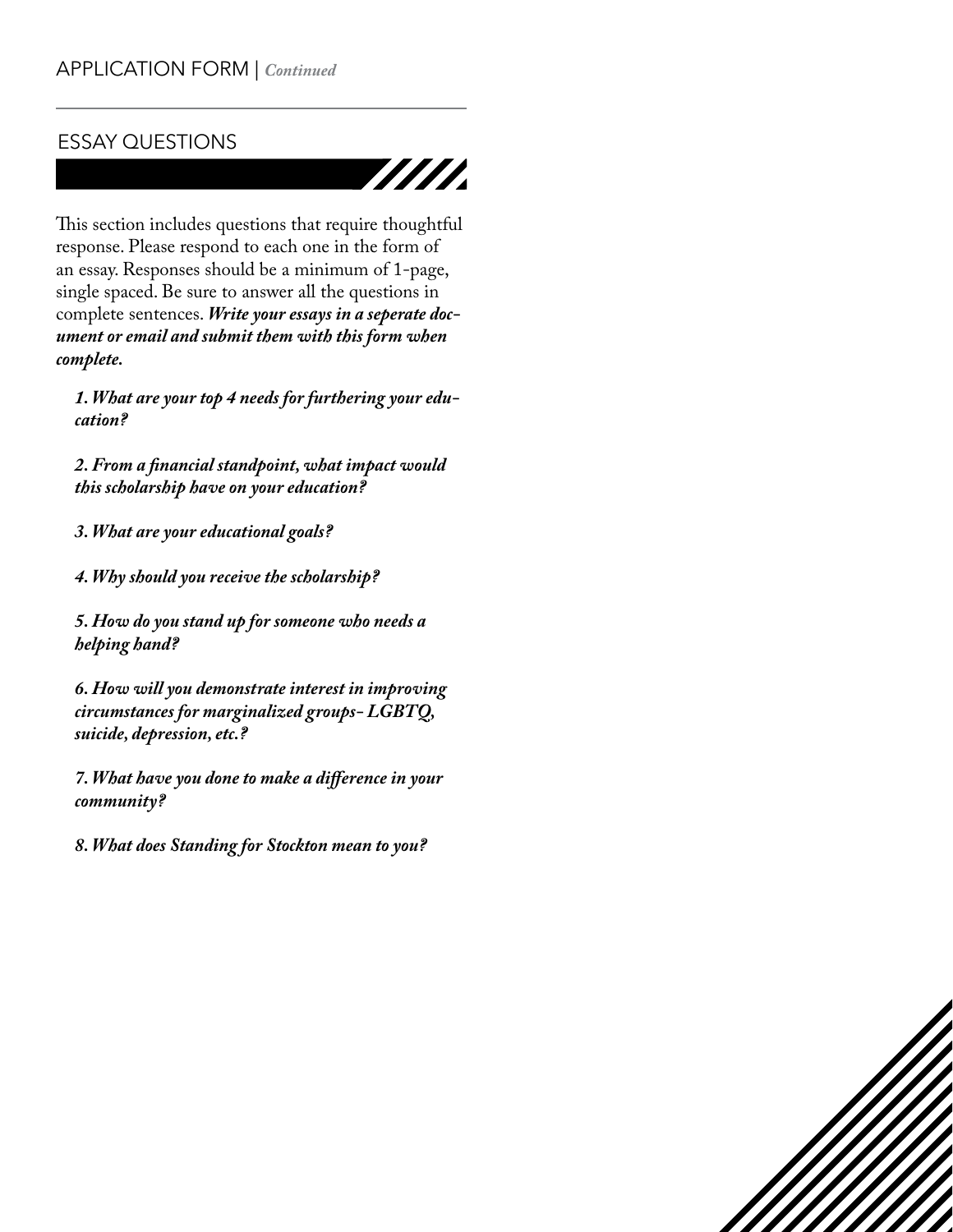## APPLICATION FORM | *Continued*

### ESSAY QUESTIONS

This section includes questions that require thoughtful response. Please respond to each one in the form of an essay. Responses should be a minimum of 1-page, single spaced. Be sure to answer all the questions in complete sentences. ***Write your essays in a seperate document or email and submit them with this form when complete.***

***1. What are your top 4 needs for furthering your education?***

***2. From a financial standpoint, what impact would this scholarship have on your education?***

***3. What are your educational goals?***

***4. Why should you receive the scholarship?***

***5. How do you stand up for someone who needs a helping hand?***

***6. How will you demonstrate interest in improving circumstances for marginalized groups- LGBTQ, suicide, depression, etc.?***

***7. What have you done to make a difference in your community?***

***8. What does Standing for Stockton mean to you?***